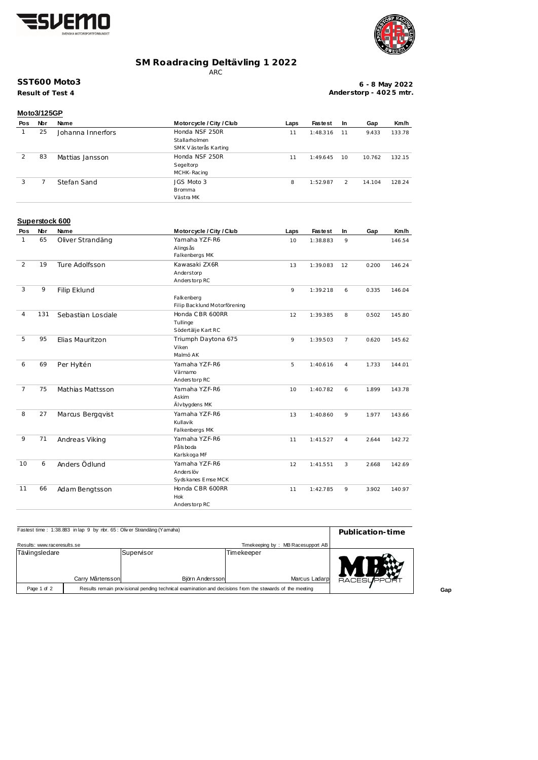# SM Roadracing Deltävling 1 2022

ARC

**SST600 Moto3**

**Result of Test 4**

**6 - 8 May 2022**
**Anderstorp - 4025 mtr.**

## Moto3/125GP

| Pos | Nbr | Name | Motorcycle / City / Club | Laps | Fastest | In | Gap | Km/h |
|---|---|---|---|---|---|---|---|---|
| 1 | 25 | Johanna Innerfors | Honda NSF 250R<br>Stallarholmen<br>SMK Västerås Karting | 11 | 1:48.316 | 11 | 9.433 | 133.78 |
| 2 | 83 | Mattias Jansson | Honda NSF 250R<br>Segeltorp<br>MCHK-Racing | 11 | 1:49.645 | 10 | 10.762 | 132.15 |
| 3 | 7 | Stefan Sand | JGS Moto 3<br>Bromma<br>Västra MK | 8 | 1:52.987 | 2 | 14.104 | 128.24 |

## Superstock 600

| Pos | Nbr | Name | Motorcycle / City / Club | Laps | Fastest | In | Gap | Km/h |
|---|---|---|---|---|---|---|---|---|
| 1 | 65 | Oliver Strandäng | Yamaha YZF-R6<br>Alingsås<br>Falkenbergs MK | 10 | 1:38.883 | 9 | | 146.54 |
| 2 | 19 | Ture Adolfsson | Kawasaki ZX6R<br>Anderstorp<br>Anderstorp RC | 13 | 1:39.083 | 12 | 0.200 | 146.24 |
| 3 | 9 | Filip Eklund | Falkenberg<br>Filip Backlund Motorförening | 9 | 1:39.218 | 6 | 0.335 | 146.04 |
| 4 | 131 | Sebastian Losciale | Honda CBR 600RR<br>Tullinge<br>Södertälje Kart RC | 12 | 1:39.385 | 8 | 0.502 | 145.80 |
| 5 | 95 | Elias Mauritzon | Triumph Daytona 675<br>Viken<br>Malmö AK | 9 | 1:39.503 | 7 | 0.620 | 145.62 |
| 6 | 69 | Per Hyltén | Yamaha YZF-R6<br>Värnamo<br>Anderstorp RC | 5 | 1:40.616 | 4 | 1.733 | 144.01 |
| 7 | 75 | Mathias Mattsson | Yamaha YZF-R6<br>Askim<br>Älvbygdens MK | 10 | 1:40.782 | 6 | 1.899 | 143.78 |
| 8 | 27 | Marcus Bergqvist | Yamaha YZF-R6<br>Kullavik<br>Falkenbergs MK | 13 | 1:40.860 | 9 | 1.977 | 143.66 |
| 9 | 71 | Andreas Viking | Yamaha YZF-R6<br>Pålsboda<br>Karlskoga MF | 11 | 1:41.527 | 4 | 2.644 | 142.72 |
| 10 | 6 | Anders Ödlund | Yamaha YZF-R6<br>Anderslöv<br>Sydskanes Emse MCK | 12 | 1:41.551 | 3 | 2.668 | 142.69 |
| 11 | 66 | Adam Bengtsson | Honda CBR 600RR<br>Hok<br>Anderstorp RC | 11 | 1:42.785 | 9 | 3.902 | 140.97 |

Fastest time : 1:38.883 in lap 9 by nbr. 65 : Oliver Strandäng (Yamaha)

**Publication-time**

Results: www.raceresults.se

Timekeeping by : MB Racesupport AB

| Tävlingsledare | Supervisor | Timekeeper |
|---|---|---|
| Carry Mårtensson | Björn Andersson | Marcus Ladarp |

Results remain provisional pending technical examination and decisions from the stewards of the meeting

Gap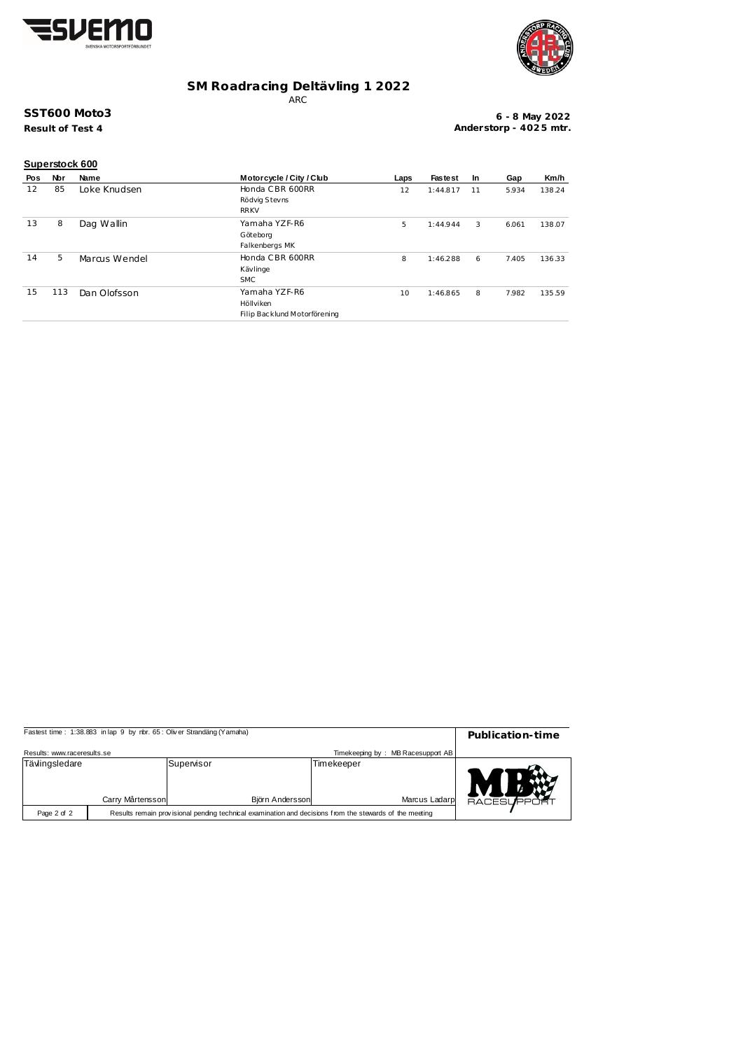# SM Roadracing Deltävling 1 2022

ARC

## SST600 Moto3

**Result of Test 4**

**6 - 8 May 2022**
**Anderstorp - 4025 mtr.**

### Superstock 600

| Pos | Nbr | Name | Motorcycle / City / Club | Laps | Fastest | In | Gap | Km/h |
|---|---|---|---|---|---|---|---|---|
| 12 | 85 | Loke Knudsen | Honda CBR 600RR<br>Rödvig Stevns<br>RRKV | 12 | 1:44.817 | 11 | 5.934 | 138.24 |
| 13 | 8 | Dag Wallin | Yamaha YZF-R6<br>Göteborg<br>Falkenbergs MK | 5 | 1:44.944 | 3 | 6.061 | 138.07 |
| 14 | 5 | Marcus Wendel | Honda CBR 600RR<br>Kävlinge<br>SMC | 8 | 1:46.288 | 6 | 7.405 | 136.33 |
| 15 | 113 | Dan Olofsson | Yamaha YZF-R6<br>Höllviken<br>Filip Backlund Motorförening | 10 | 1:46.865 | 8 | 7.982 | 135.59 |

Fastest time : 1:38.883 in lap 9 by nbr. 65 : Oliver Strandäng (Yamaha)

**Publication-time**

Results: www.raceresults.se

Timekeeping by : MB Racesupport AB

| Tävlingsledare | Supervisor | Timekeeper |
|---|---|---|
| Carry Mårtensson | Björn Andersson | Marcus Ladarp |

Results remain provisional pending technical examination and decisions from the stewards of the meeting